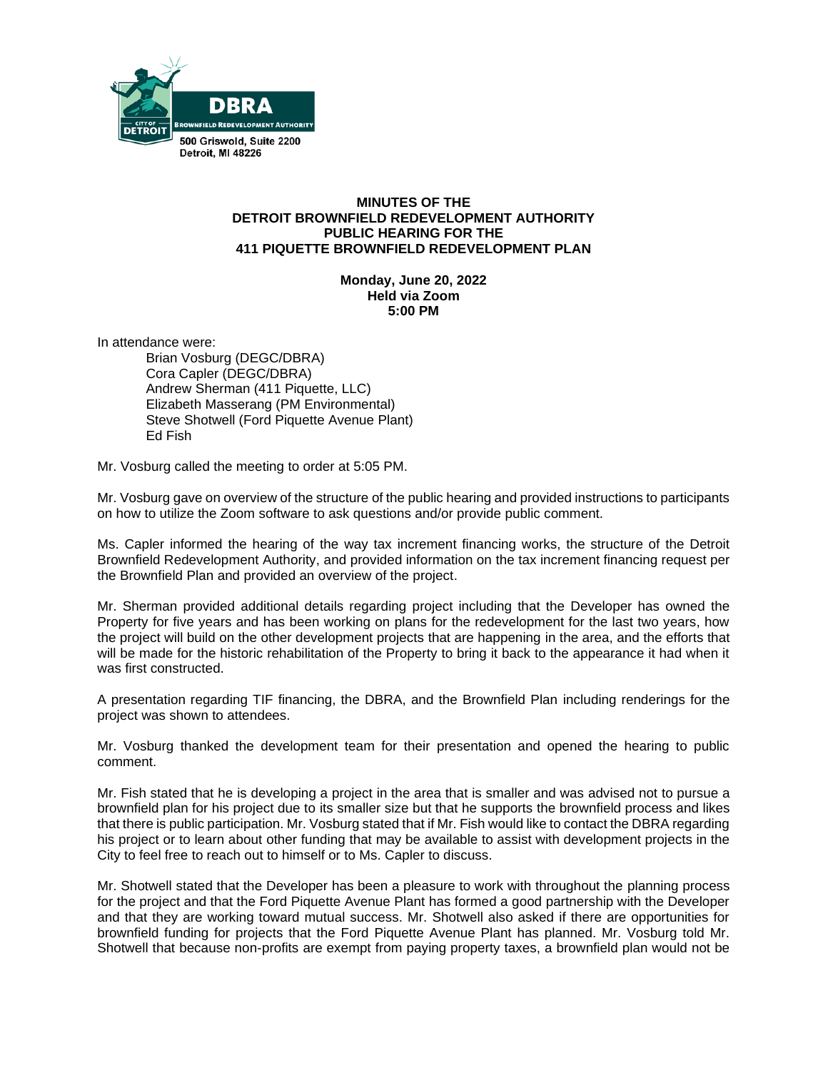DBRA
BROWNFIELD REDEVELOPMENT AUTHORITY
CITY OF DETROIT
500 Griswold, Suite 2200
Detroit, MI 48226

# MINUTES OF THE DETROIT BROWNFIELD REDEVELOPMENT AUTHORITY PUBLIC HEARING FOR THE 411 PIQUETTE BROWNFIELD REDEVELOPMENT PLAN

**Monday, June 20, 2022**
**Held via Zoom**
**5:00 PM**

In attendance were:

Brian Vosburg (DEGC/DBRA)
Cora Capler (DEGC/DBRA)
Andrew Sherman (411 Piquette, LLC)
Elizabeth Masserang (PM Environmental)
Steve Shotwell (Ford Piquette Avenue Plant)
Ed Fish

Mr. Vosburg called the meeting to order at 5:05 PM.

Mr. Vosburg gave on overview of the structure of the public hearing and provided instructions to participants on how to utilize the Zoom software to ask questions and/or provide public comment.

Ms. Capler informed the hearing of the way tax increment financing works, the structure of the Detroit Brownfield Redevelopment Authority, and provided information on the tax increment financing request per the Brownfield Plan and provided an overview of the project.

Mr. Sherman provided additional details regarding project including that the Developer has owned the Property for five years and has been working on plans for the redevelopment for the last two years, how the project will build on the other development projects that are happening in the area, and the efforts that will be made for the historic rehabilitation of the Property to bring it back to the appearance it had when it was first constructed.

A presentation regarding TIF financing, the DBRA, and the Brownfield Plan including renderings for the project was shown to attendees.

Mr. Vosburg thanked the development team for their presentation and opened the hearing to public comment.

Mr. Fish stated that he is developing a project in the area that is smaller and was advised not to pursue a brownfield plan for his project due to its smaller size but that he supports the brownfield process and likes that there is public participation. Mr. Vosburg stated that if Mr. Fish would like to contact the DBRA regarding his project or to learn about other funding that may be available to assist with development projects in the City to feel free to reach out to himself or to Ms. Capler to discuss.

Mr. Shotwell stated that the Developer has been a pleasure to work with throughout the planning process for the project and that the Ford Piquette Avenue Plant has formed a good partnership with the Developer and that they are working toward mutual success. Mr. Shotwell also asked if there are opportunities for brownfield funding for projects that the Ford Piquette Avenue Plant has planned. Mr. Vosburg told Mr. Shotwell that because non-profits are exempt from paying property taxes, a brownfield plan would not be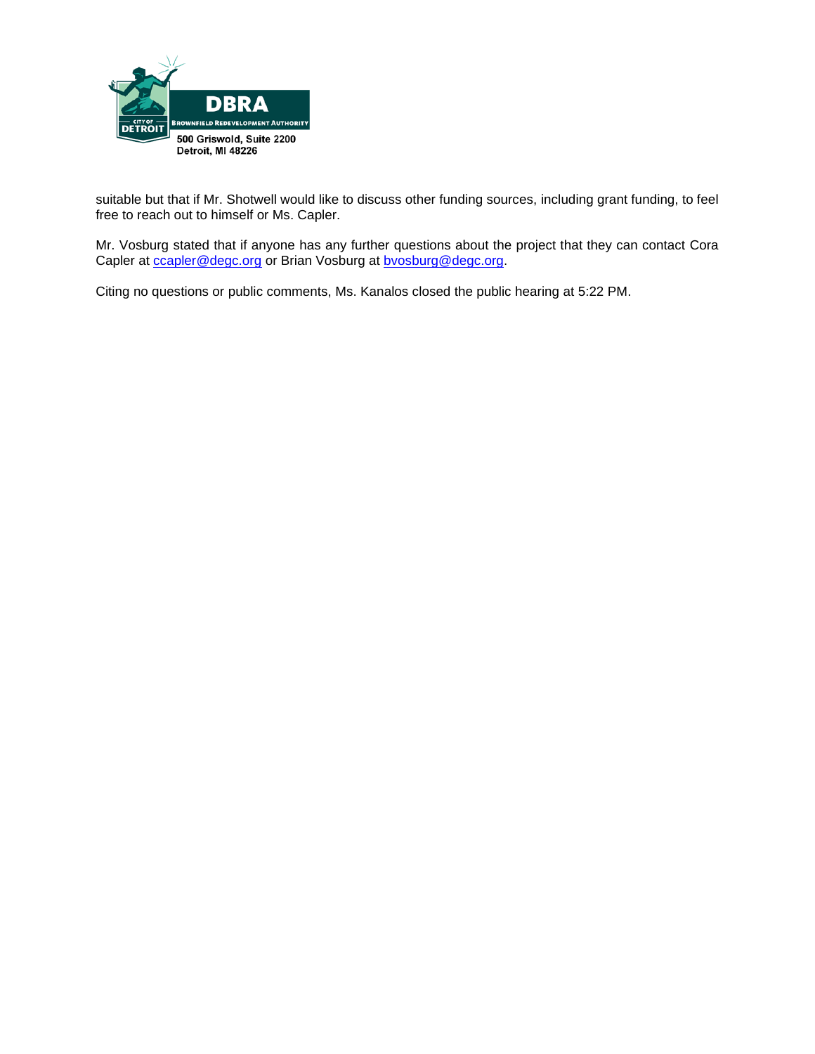suitable but that if Mr. Shotwell would like to discuss other funding sources, including grant funding, to feel free to reach out to himself or Ms. Capler.

Mr. Vosburg stated that if anyone has any further questions about the project that they can contact Cora Capler at ccapler@degc.org or Brian Vosburg at bvosburg@degc.org.

Citing no questions or public comments, Ms. Kanalos closed the public hearing at 5:22 PM.